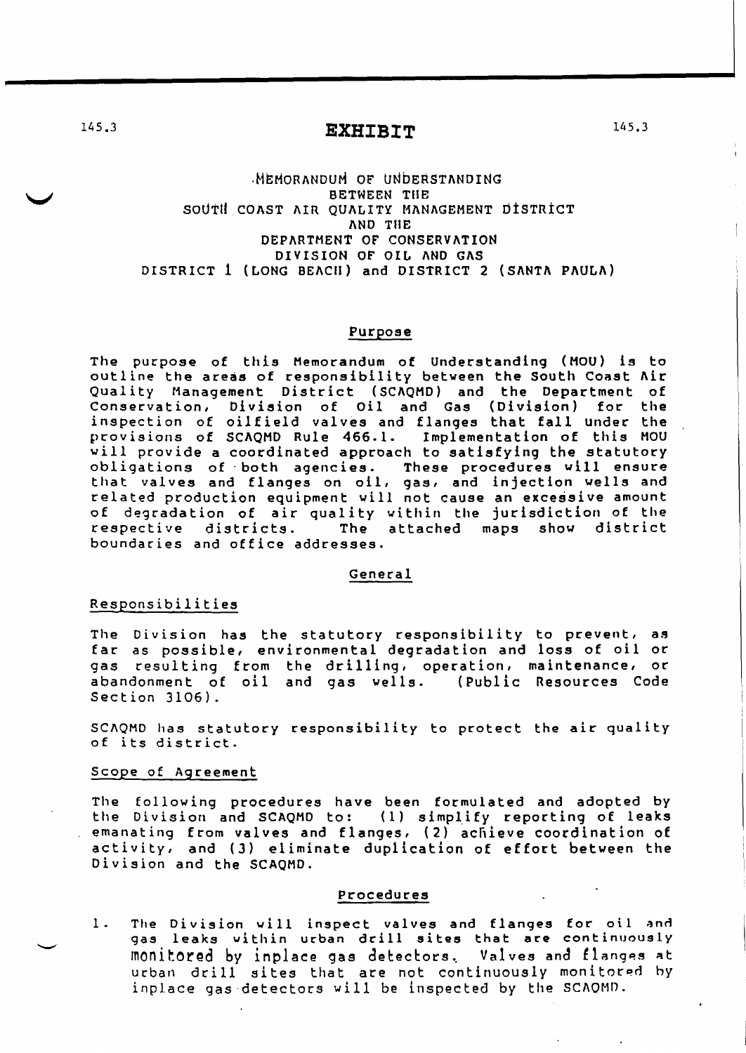# EXHIBIT

MEMORANDUM OF UNDERSTANDING
BETWEEN THE
SOUTH COAST AIR QUALITY MANAGEMENT DISTRICT
AND THE
DEPARTMENT OF CONSERVATION
DIVISION OF OIL AND GAS
DISTRICT 1 (LONG BEACH) and DISTRICT 2 (SANTA PAULA)

## Purpose

The purpose of this Memorandum of Understanding (MOU) is to outline the areas of responsibility between the South Coast Air Quality Management District (SCAQMD) and the Department of Conservation, Division of Oil and Gas (Division) for the inspection of oilfield valves and flanges that fall under the provisions of SCAQMD Rule 466.1. Implementation of this MOU will provide a coordinated approach to satisfying the statutory obligations of both agencies. These procedures will ensure that valves and flanges on oil, gas, and injection wells and related production equipment will not cause an excessive amount of degradation of air quality within the jurisdiction of the respective districts. The attached maps show district boundaries and office addresses.

## General

### Responsibilities

The Division has the statutory responsibility to prevent, as far as possible, environmental degradation and loss of oil or gas resulting from the drilling, operation, maintenance, or abandonment of oil and gas wells. (Public Resources Code Section 3106).

SCAQMD has statutory responsibility to protect the air quality of its district.

### Scope of Agreement

The following procedures have been formulated and adopted by the Division and SCAQMD to: (1) simplify reporting of leaks emanating from valves and flanges, (2) achieve coordination of activity, and (3) eliminate duplication of effort between the Division and the SCAQMD.

## Procedures

1. The Division will inspect valves and flanges for oil and gas leaks within urban drill sites that are continuously monitored by inplace gas detectors. Valves and flanges at urban drill sites that are not continuously monitored by inplace gas detectors will be inspected by the SCAQMD.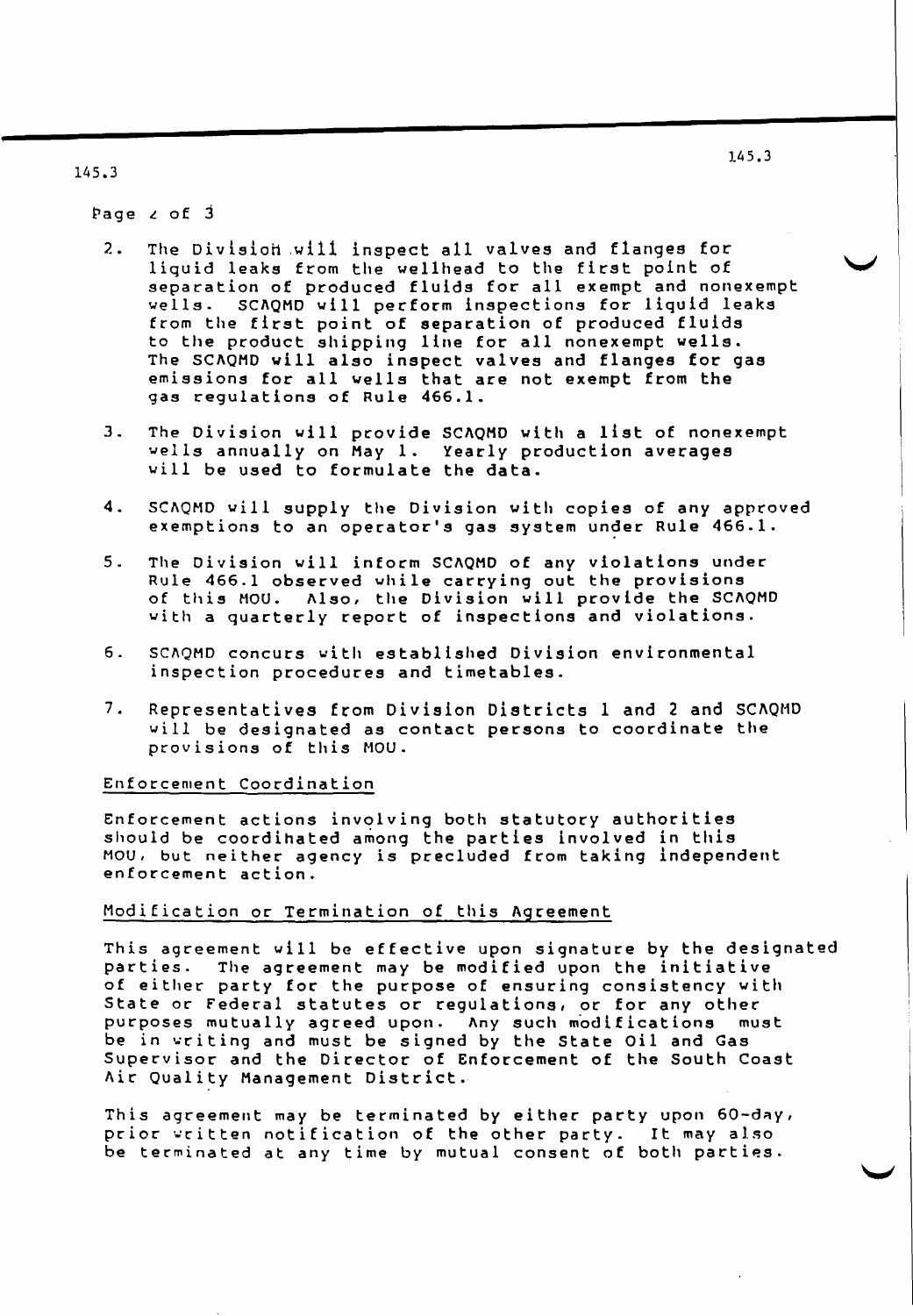2. The Division will inspect all valves and flanges for liquid leaks from the wellhead to the first point of separation of produced fluids for all exempt and nonexempt wells. SCAQMD will perform inspections for liquid leaks from the first point of separation of produced fluids to the product shipping line for all nonexempt wells. The SCAQMD will also inspect valves and flanges for gas emissions for all wells that are not exempt from the gas regulations of Rule 466.1.

3. The Division will provide SCAQMD with a list of nonexempt wells annually on May 1. Yearly production averages will be used to formulate the data.

4. SCAQMD will supply the Division with copies of any approved exemptions to an operator's gas system under Rule 466.1.

5. The Division will inform SCAQMD of any violations under Rule 466.1 observed while carrying out the provisions of this MOU. Also, the Division will provide the SCAQMD with a quarterly report of inspections and violations.

6. SCAQMD concurs with established Division environmental inspection procedures and timetables.

7. Representatives from Division Districts 1 and 2 and SCAQMD will be designated as contact persons to coordinate the provisions of this MOU.

## Enforcement Coordination

Enforcement actions involving both statutory authorities should be coordinated among the parties involved in this MOU, but neither agency is precluded from taking independent enforcement action.

## Modification or Termination of this Agreement

This agreement will be effective upon signature by the designated parties. The agreement may be modified upon the initiative of either party for the purpose of ensuring consistency with State or Federal statutes or regulations, or for any other purposes mutually agreed upon. Any such modifications must be in writing and must be signed by the State Oil and Gas Supervisor and the Director of Enforcement of the South Coast Air Quality Management District.

This agreement may be terminated by either party upon 60-day, prior written notification of the other party. It may also be terminated at any time by mutual consent of both parties.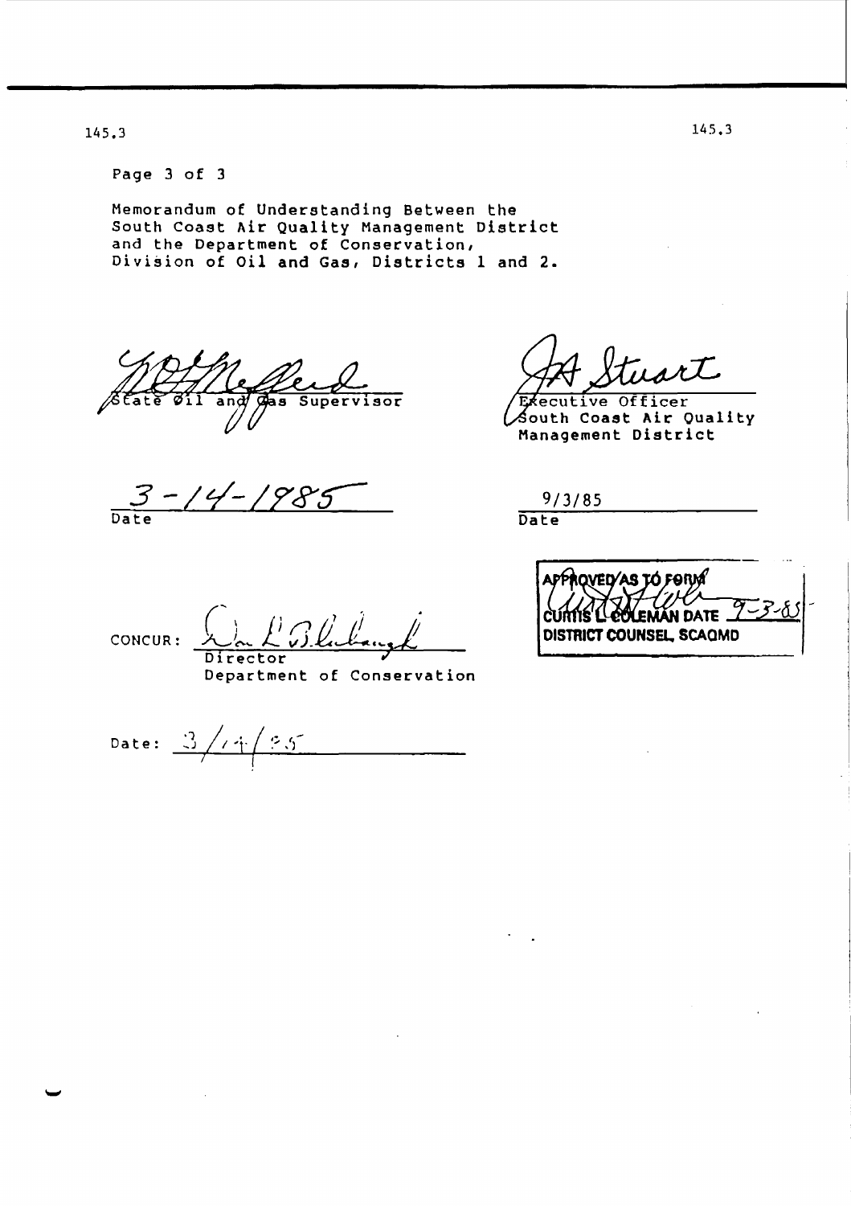Memorandum of Understanding Between the South Coast Air Quality Management District and the Department of Conservation, Division of Oil and Gas, Districts 1 and 2.

State Oil and Gas Supervisor

3-14-1985

Date

Executive Officer
South Coast Air Quality Management District

9/3/85

Date

CONCUR:

Director
Department of Conservation

Date: 3/14/85

APPROVED AS TO FORM
CURTIS L. COLEMAN DATE 9-3-85
DISTRICT COUNSEL, SCAQMD